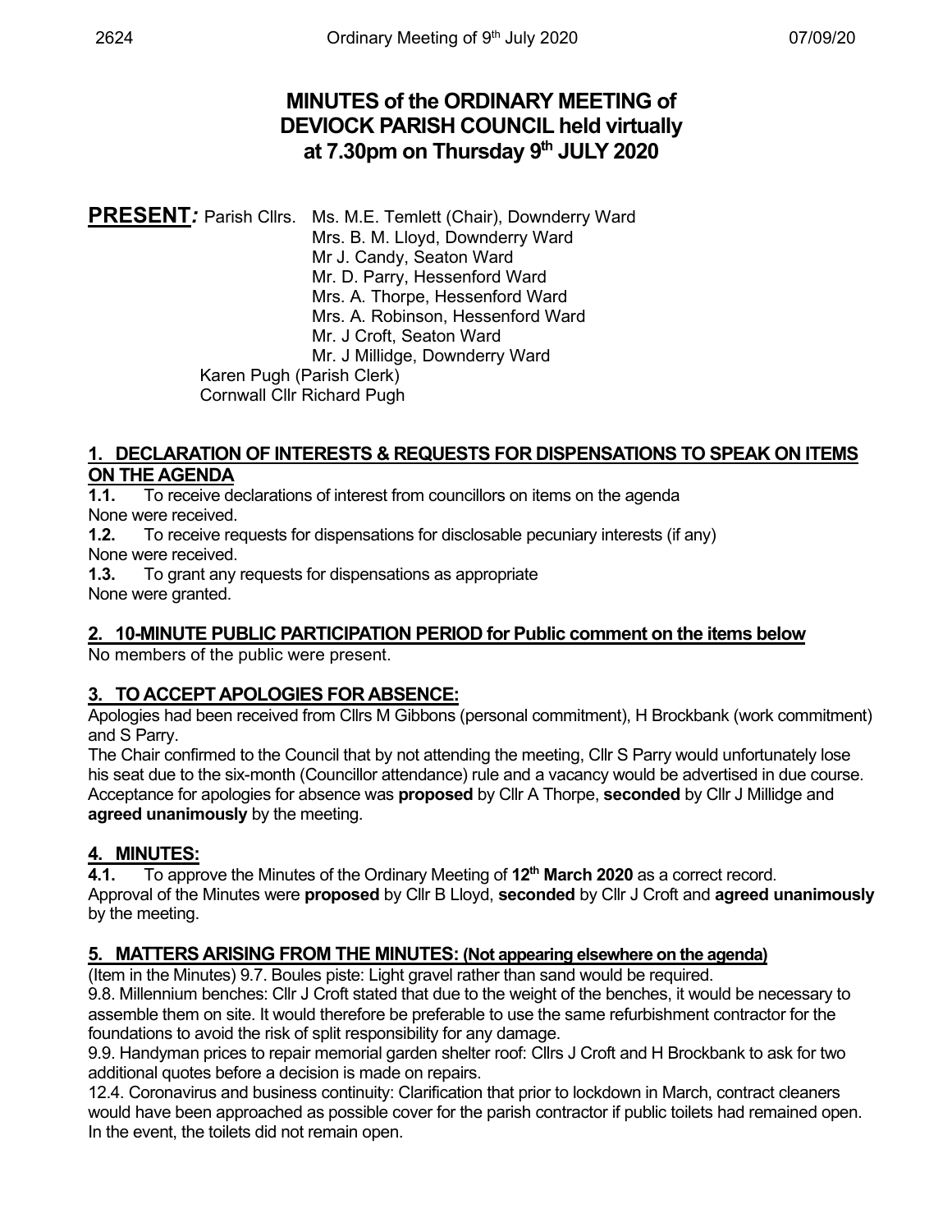# MINUTES of the ORDINARY MEETING of DEVIOCK PARISH COUNCIL held virtually at 7.30pm on Thursday 9th JULY 2020

**PRESENT:** Parish Cllrs. Ms. M.E. Temlett (Chair), Downderry Ward
Mrs. B. M. Lloyd, Downderry Ward
Mr J. Candy, Seaton Ward
Mr. D. Parry, Hessenford Ward
Mrs. A. Thorpe, Hessenford Ward
Mrs. A. Robinson, Hessenford Ward
Mr. J Croft, Seaton Ward
Mr. J Millidge, Downderry Ward
Karen Pugh (Parish Clerk)
Cornwall Cllr Richard Pugh

## 1. DECLARATION OF INTERESTS & REQUESTS FOR DISPENSATIONS TO SPEAK ON ITEMS ON THE AGENDA

**1.1.** To receive declarations of interest from councillors on items on the agenda
None were received.

**1.2.** To receive requests for dispensations for disclosable pecuniary interests (if any)
None were received.

**1.3.** To grant any requests for dispensations as appropriate
None were granted.

## 2. 10-MINUTE PUBLIC PARTICIPATION PERIOD for Public comment on the items below

No members of the public were present.

## 3. TO ACCEPT APOLOGIES FOR ABSENCE:

Apologies had been received from Cllrs M Gibbons (personal commitment), H Brockbank (work commitment) and S Parry.
The Chair confirmed to the Council that by not attending the meeting, Cllr S Parry would unfortunately lose his seat due to the six-month (Councillor attendance) rule and a vacancy would be advertised in due course.
Acceptance for apologies for absence was **proposed** by Cllr A Thorpe, **seconded** by Cllr J Millidge and **agreed unanimously** by the meeting.

## 4. MINUTES:

**4.1.** To approve the Minutes of the Ordinary Meeting of **12th March 2020** as a correct record.
Approval of the Minutes were **proposed** by Cllr B Lloyd, **seconded** by Cllr J Croft and **agreed unanimously** by the meeting.

## 5. MATTERS ARISING FROM THE MINUTES: (Not appearing elsewhere on the agenda)

(Item in the Minutes) 9.7. Boules piste: Light gravel rather than sand would be required.
9.8. Millennium benches: Cllr J Croft stated that due to the weight of the benches, it would be necessary to assemble them on site. It would therefore be preferable to use the same refurbishment contractor for the foundations to avoid the risk of split responsibility for any damage.
9.9. Handyman prices to repair memorial garden shelter roof: Cllrs J Croft and H Brockbank to ask for two additional quotes before a decision is made on repairs.
12.4. Coronavirus and business continuity: Clarification that prior to lockdown in March, contract cleaners would have been approached as possible cover for the parish contractor if public toilets had remained open. In the event, the toilets did not remain open.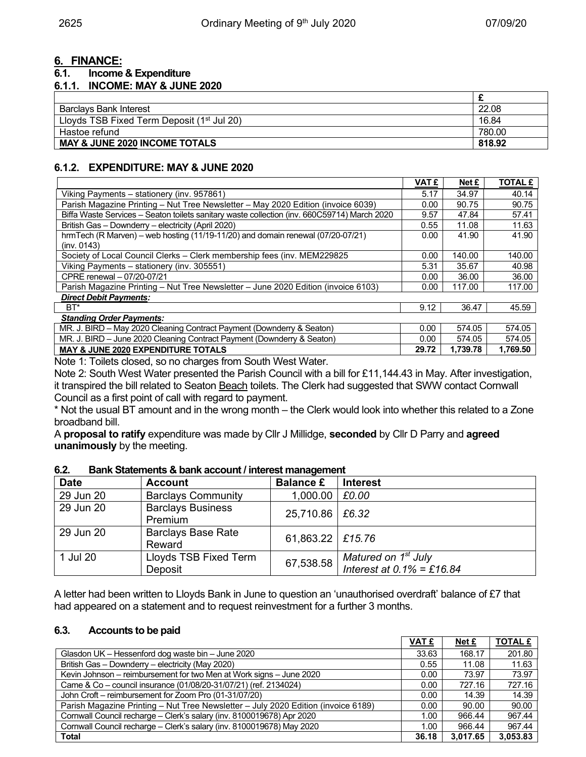## 6. FINANCE:

### 6.1. Income & Expenditure

#### 6.1.1. INCOME: MAY & JUNE 2020

| | £ |
|---|---|
| Barclays Bank Interest | 22.08 |
| Lloyds TSB Fixed Term Deposit (1st Jul 20) | 16.84 |
| Hastoe refund | 780.00 |
| **MAY & JUNE 2020 INCOME TOTALS** | **818.92** |

#### 6.1.2. EXPENDITURE: MAY & JUNE 2020

| | VAT £ | Net £ | TOTAL £ |
|---|---|---|---|
| Viking Payments – stationery (inv. 957861) | 5.17 | 34.97 | 40.14 |
| Parish Magazine Printing – Nut Tree Newsletter – May 2020 Edition (invoice 6039) | 0.00 | 90.75 | 90.75 |
| Biffa Waste Services – Seaton toilets sanitary waste collection (inv. 660C59714) March 2020 | 9.57 | 47.84 | 57.41 |
| British Gas – Downderry – electricity (April 2020) | 0.55 | 11.08 | 11.63 |
| hrmTech (R Marven) – web hosting (11/19-11/20) and domain renewal (07/20-07/21) (inv. 0143) | 0.00 | 41.90 | 41.90 |
| Society of Local Council Clerks – Clerk membership fees (inv. MEM229825 | 0.00 | 140.00 | 140.00 |
| Viking Payments – stationery (inv. 305551) | 5.31 | 35.67 | 40.98 |
| CPRE renewal – 07/20-07/21 | 0.00 | 36.00 | 36.00 |
| Parish Magazine Printing – Nut Tree Newsletter – June 2020 Edition (invoice 6103) | 0.00 | 117.00 | 117.00 |
| ***Direct Debit Payments:*** | | | |
| BT* | 9.12 | 36.47 | 45.59 |
| ***Standing Order Payments:*** | | | |
| MR. J. BIRD – May 2020 Cleaning Contract Payment (Downderry & Seaton) | 0.00 | 574.05 | 574.05 |
| MR. J. BIRD – June 2020 Cleaning Contract Payment (Downderry & Seaton) | 0.00 | 574.05 | 574.05 |
| **MAY & JUNE 2020 EXPENDITURE TOTALS** | **29.72** | **1,739.78** | **1,769.50** |

Note 1: Toilets closed, so no charges from South West Water.

Note 2: South West Water presented the Parish Council with a bill for £11,144.43 in May. After investigation, it transpired the bill related to Seaton Beach toilets. The Clerk had suggested that SWW contact Cornwall Council as a first point of call with regard to payment.

* Not the usual BT amount and in the wrong month – the Clerk would look into whether this related to a Zone broadband bill.

A **proposal to ratify** expenditure was made by Cllr J Millidge, **seconded** by Cllr D Parry and **agreed unanimously** by the meeting.

### 6.2. Bank Statements & bank account / interest management

| Date | Account | Balance £ | Interest |
|---|---|---|---|
| 29 Jun 20 | Barclays Community | 1,000.00 | *£0.00* |
| 29 Jun 20 | Barclays Business Premium | 25,710.86 | *£6.32* |
| 29 Jun 20 | Barclays Base Rate Reward | 61,863.22 | *£15.76* |
| 1 Jul 20 | Lloyds TSB Fixed Term Deposit | 67,538.58 | *Matured on 1st July Interest at 0.1% = £16.84* |

A letter had been written to Lloyds Bank in June to question an 'unauthorised overdraft' balance of £7 that had appeared on a statement and to request reinvestment for a further 3 months.

### 6.3. Accounts to be paid

| | VAT £ | Net £ | TOTAL £ |
|---|---|---|---|
| Glasdon UK – Hessenford dog waste bin – June 2020 | 33.63 | 168.17 | 201.80 |
| British Gas – Downderry – electricity (May 2020) | 0.55 | 11.08 | 11.63 |
| Kevin Johnson – reimbursement for two Men at Work signs – June 2020 | 0.00 | 73.97 | 73.97 |
| Came & Co – council insurance (01/08/20-31/07/21) (ref. 2134024) | 0.00 | 727.16 | 727.16 |
| John Croft – reimbursement for Zoom Pro (01-31/07/20) | 0.00 | 14.39 | 14.39 |
| Parish Magazine Printing – Nut Tree Newsletter – July 2020 Edition (invoice 6189) | 0.00 | 90.00 | 90.00 |
| Cornwall Council recharge – Clerk's salary (inv. 8100019678) Apr 2020 | 1.00 | 966.44 | 967.44 |
| Cornwall Council recharge – Clerk's salary (inv. 8100019678) May 2020 | 1.00 | 966.44 | 967.44 |
| **Total** | **36.18** | **3,017.65** | **3,053.83** |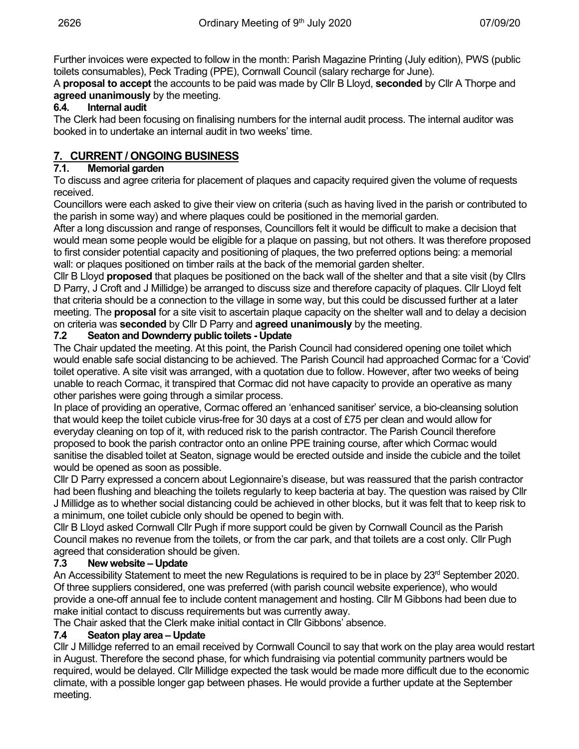Further invoices were expected to follow in the month: Parish Magazine Printing (July edition), PWS (public toilets consumables), Peck Trading (PPE), Cornwall Council (salary recharge for June).

A **proposal to accept** the accounts to be paid was made by Cllr B Lloyd, **seconded** by Cllr A Thorpe and **agreed unanimously** by the meeting.

### 6.4. Internal audit

The Clerk had been focusing on finalising numbers for the internal audit process. The internal auditor was booked in to undertake an internal audit in two weeks' time.

## 7. CURRENT / ONGOING BUSINESS

### 7.1. Memorial garden

To discuss and agree criteria for placement of plaques and capacity required given the volume of requests received.

Councillors were each asked to give their view on criteria (such as having lived in the parish or contributed to the parish in some way) and where plaques could be positioned in the memorial garden.

After a long discussion and range of responses, Councillors felt it would be difficult to make a decision that would mean some people would be eligible for a plaque on passing, but not others. It was therefore proposed to first consider potential capacity and positioning of plaques, the two preferred options being: a memorial wall: or plaques positioned on timber rails at the back of the memorial garden shelter.

Cllr B Lloyd **proposed** that plaques be positioned on the back wall of the shelter and that a site visit (by Cllrs D Parry, J Croft and J Millidge) be arranged to discuss size and therefore capacity of plaques. Cllr Lloyd felt that criteria should be a connection to the village in some way, but this could be discussed further at a later meeting. The **proposal** for a site visit to ascertain plaque capacity on the shelter wall and to delay a decision on criteria was **seconded** by Cllr D Parry and **agreed unanimously** by the meeting.

### 7.2 Seaton and Downderry public toilets - Update

The Chair updated the meeting. At this point, the Parish Council had considered opening one toilet which would enable safe social distancing to be achieved. The Parish Council had approached Cormac for a 'Covid' toilet operative. A site visit was arranged, with a quotation due to follow. However, after two weeks of being unable to reach Cormac, it transpired that Cormac did not have capacity to provide an operative as many other parishes were going through a similar process.

In place of providing an operative, Cormac offered an 'enhanced sanitiser' service, a bio-cleansing solution that would keep the toilet cubicle virus-free for 30 days at a cost of £75 per clean and would allow for everyday cleaning on top of it, with reduced risk to the parish contractor. The Parish Council therefore proposed to book the parish contractor onto an online PPE training course, after which Cormac would sanitise the disabled toilet at Seaton, signage would be erected outside and inside the cubicle and the toilet would be opened as soon as possible.

Cllr D Parry expressed a concern about Legionnaire's disease, but was reassured that the parish contractor had been flushing and bleaching the toilets regularly to keep bacteria at bay. The question was raised by Cllr J Millidge as to whether social distancing could be achieved in other blocks, but it was felt that to keep risk to a minimum, one toilet cubicle only should be opened to begin with.

Cllr B Lloyd asked Cornwall Cllr Pugh if more support could be given by Cornwall Council as the Parish Council makes no revenue from the toilets, or from the car park, and that toilets are a cost only. Cllr Pugh agreed that consideration should be given.

### 7.3 New website – Update

An Accessibility Statement to meet the new Regulations is required to be in place by 23rd September 2020. Of three suppliers considered, one was preferred (with parish council website experience), who would provide a one-off annual fee to include content management and hosting. Cllr M Gibbons had been due to make initial contact to discuss requirements but was currently away.

The Chair asked that the Clerk make initial contact in Cllr Gibbons' absence.

### 7.4 Seaton play area – Update

Cllr J Millidge referred to an email received by Cornwall Council to say that work on the play area would restart in August. Therefore the second phase, for which fundraising via potential community partners would be required, would be delayed. Cllr Millidge expected the task would be made more difficult due to the economic climate, with a possible longer gap between phases. He would provide a further update at the September meeting.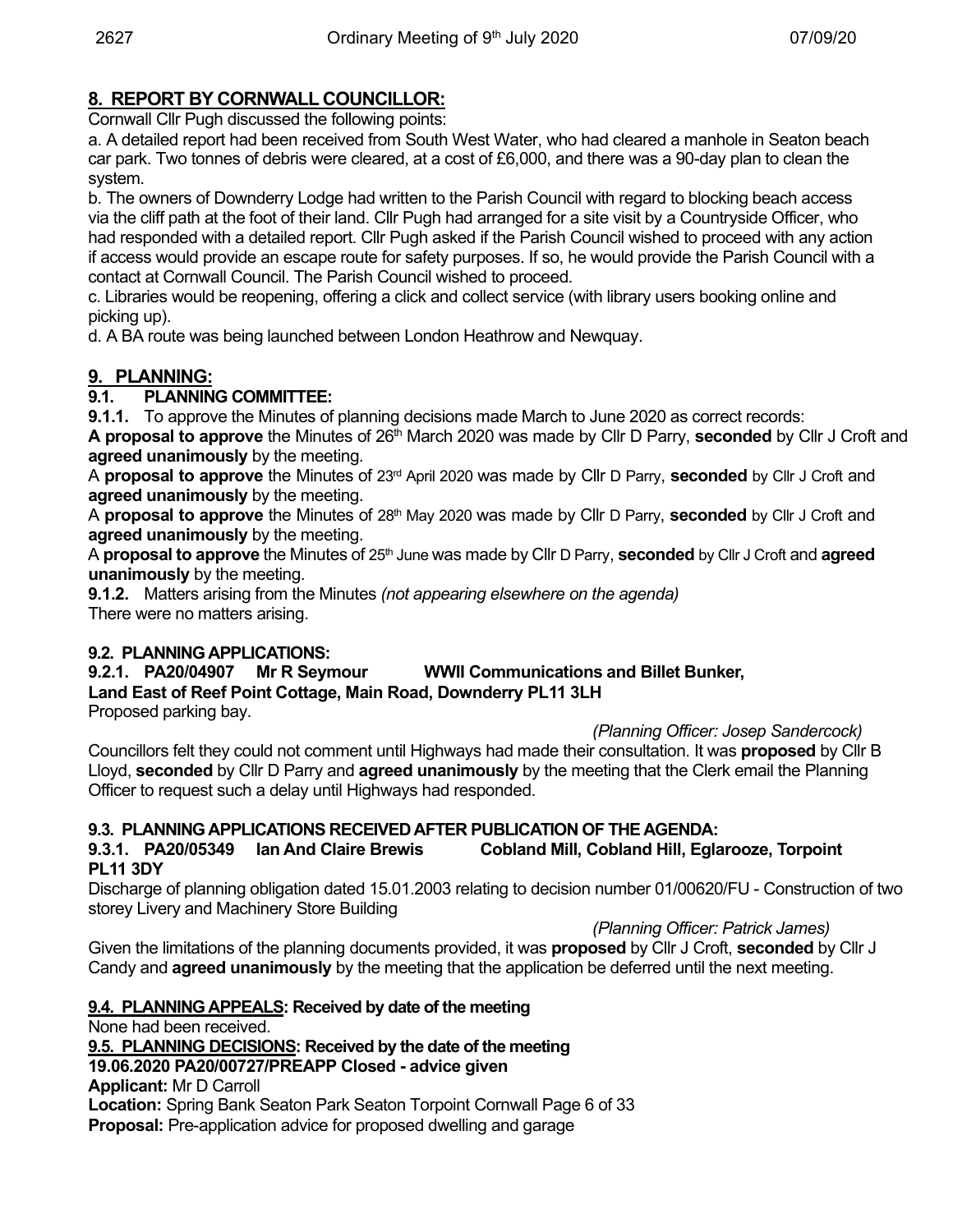## 8. REPORT BY CORNWALL COUNCILLOR:

Cornwall Cllr Pugh discussed the following points:

a. A detailed report had been received from South West Water, who had cleared a manhole in Seaton beach car park. Two tonnes of debris were cleared, at a cost of £6,000, and there was a 90-day plan to clean the system.

b. The owners of Downderry Lodge had written to the Parish Council with regard to blocking beach access via the cliff path at the foot of their land. Cllr Pugh had arranged for a site visit by a Countryside Officer, who had responded with a detailed report. Cllr Pugh asked if the Parish Council wished to proceed with any action if access would provide an escape route for safety purposes. If so, he would provide the Parish Council with a contact at Cornwall Council. The Parish Council wished to proceed.

c. Libraries would be reopening, offering a click and collect service (with library users booking online and picking up).

d. A BA route was being launched between London Heathrow and Newquay.

## 9. PLANNING:

### 9.1. PLANNING COMMITTEE:

**9.1.1.** To approve the Minutes of planning decisions made March to June 2020 as correct records:

**A proposal to approve** the Minutes of 26th March 2020 was made by Cllr D Parry, **seconded** by Cllr J Croft and **agreed unanimously** by the meeting.

A **proposal to approve** the Minutes of 23rd April 2020 was made by Cllr D Parry, **seconded** by Cllr J Croft and **agreed unanimously** by the meeting.

A **proposal to approve** the Minutes of 28th May 2020 was made by Cllr D Parry, **seconded** by Cllr J Croft and **agreed unanimously** by the meeting.

A **proposal to approve** the Minutes of 25th June was made by Cllr D Parry, **seconded** by Cllr J Croft and **agreed unanimously** by the meeting.

**9.1.2.** Matters arising from the Minutes *(not appearing elsewhere on the agenda)*

There were no matters arising.

### 9.2. PLANNING APPLICATIONS:

**9.2.1. PA20/04907 Mr R Seymour WWII Communications and Billet Bunker, Land East of Reef Point Cottage, Main Road, Downderry PL11 3LH**

Proposed parking bay.

*(Planning Officer: Josep Sandercock)*

Councillors felt they could not comment until Highways had made their consultation. It was **proposed** by Cllr B Lloyd, **seconded** by Cllr D Parry and **agreed unanimously** by the meeting that the Clerk email the Planning Officer to request such a delay until Highways had responded.

### 9.3. PLANNING APPLICATIONS RECEIVED AFTER PUBLICATION OF THE AGENDA:

**9.3.1. PA20/05349 Ian And Claire Brewis Cobland Mill, Cobland Hill, Eglarooze, Torpoint PL11 3DY**

Discharge of planning obligation dated 15.01.2003 relating to decision number 01/00620/FU - Construction of two storey Livery and Machinery Store Building

*(Planning Officer: Patrick James)*

Given the limitations of the planning documents provided, it was **proposed** by Cllr J Croft, **seconded** by Cllr J Candy and **agreed unanimously** by the meeting that the application be deferred until the next meeting.

### 9.4. PLANNING APPEALS: Received by date of the meeting

None had been received.

### 9.5. PLANNING DECISIONS: Received by the date of the meeting

**19.06.2020 PA20/00727/PREAPP Closed - advice given**

**Applicant:** Mr D Carroll

**Location:** Spring Bank Seaton Park Seaton Torpoint Cornwall Page 6 of 33

**Proposal:** Pre-application advice for proposed dwelling and garage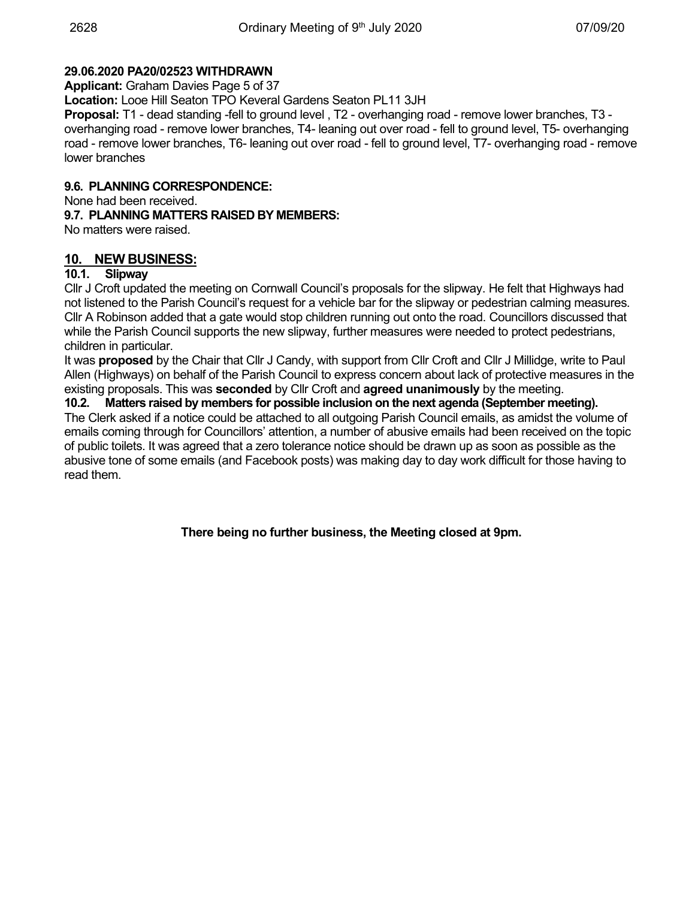**29.06.2020 PA20/02523 WITHDRAWN**

**Applicant:** Graham Davies Page 5 of 37

**Location:** Looe Hill Seaton TPO Keveral Gardens Seaton PL11 3JH

**Proposal:** T1 - dead standing -fell to ground level , T2 - overhanging road - remove lower branches, T3 - overhanging road - remove lower branches, T4- leaning out over road - fell to ground level, T5- overhanging road - remove lower branches, T6- leaning out over road - fell to ground level, T7- overhanging road - remove lower branches

**9.6. PLANNING CORRESPONDENCE:**

None had been received.

**9.7. PLANNING MATTERS RAISED BY MEMBERS:**

No matters were raised.

## 10. NEW BUSINESS:

**10.1. Slipway**

Cllr J Croft updated the meeting on Cornwall Council's proposals for the slipway. He felt that Highways had not listened to the Parish Council's request for a vehicle bar for the slipway or pedestrian calming measures. Cllr A Robinson added that a gate would stop children running out onto the road. Councillors discussed that while the Parish Council supports the new slipway, further measures were needed to protect pedestrians, children in particular.

It was **proposed** by the Chair that Cllr J Candy, with support from Cllr Croft and Cllr J Millidge, write to Paul Allen (Highways) on behalf of the Parish Council to express concern about lack of protective measures in the existing proposals. This was **seconded** by Cllr Croft and **agreed unanimously** by the meeting.

**10.2. Matters raised by members for possible inclusion on the next agenda (September meeting).**

The Clerk asked if a notice could be attached to all outgoing Parish Council emails, as amidst the volume of emails coming through for Councillors' attention, a number of abusive emails had been received on the topic of public toilets. It was agreed that a zero tolerance notice should be drawn up as soon as possible as the abusive tone of some emails (and Facebook posts) was making day to day work difficult for those having to read them.

**There being no further business, the Meeting closed at 9pm.**